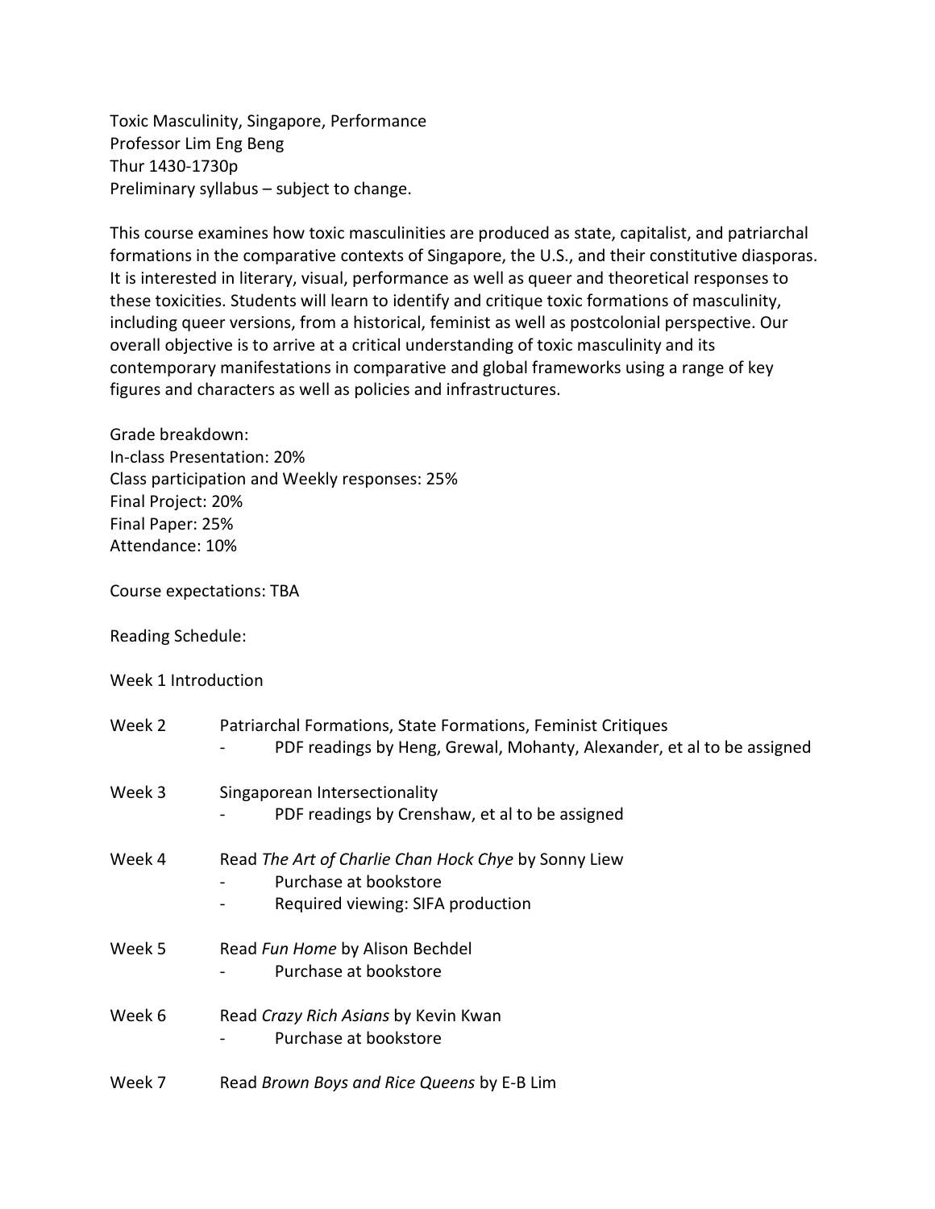Toxic Masculinity, Singapore, Performance
Professor Lim Eng Beng
Thur 1430-1730p
Preliminary syllabus – subject to change.

This course examines how toxic masculinities are produced as state, capitalist, and patriarchal formations in the comparative contexts of Singapore, the U.S., and their constitutive diasporas. It is interested in literary, visual, performance as well as queer and theoretical responses to these toxicities. Students will learn to identify and critique toxic formations of masculinity, including queer versions, from a historical, feminist as well as postcolonial perspective. Our overall objective is to arrive at a critical understanding of toxic masculinity and its contemporary manifestations in comparative and global frameworks using a range of key figures and characters as well as policies and infrastructures.

Grade breakdown:
In-class Presentation: 20%
Class participation and Weekly responses: 25%
Final Project: 20%
Final Paper: 25%
Attendance: 10%

Course expectations: TBA

Reading Schedule:

Week 1 Introduction

Week 2 Patriarchal Formations, State Formations, Feminist Critiques
- PDF readings by Heng, Grewal, Mohanty, Alexander, et al to be assigned

Week 3 Singaporean Intersectionality
- PDF readings by Crenshaw, et al to be assigned

Week 4 Read *The Art of Charlie Chan Hock Chye* by Sonny Liew
- Purchase at bookstore
- Required viewing: SIFA production

Week 5 Read *Fun Home* by Alison Bechdel
- Purchase at bookstore

Week 6 Read *Crazy Rich Asians* by Kevin Kwan
- Purchase at bookstore

Week 7 Read *Brown Boys and Rice Queens* by E-B Lim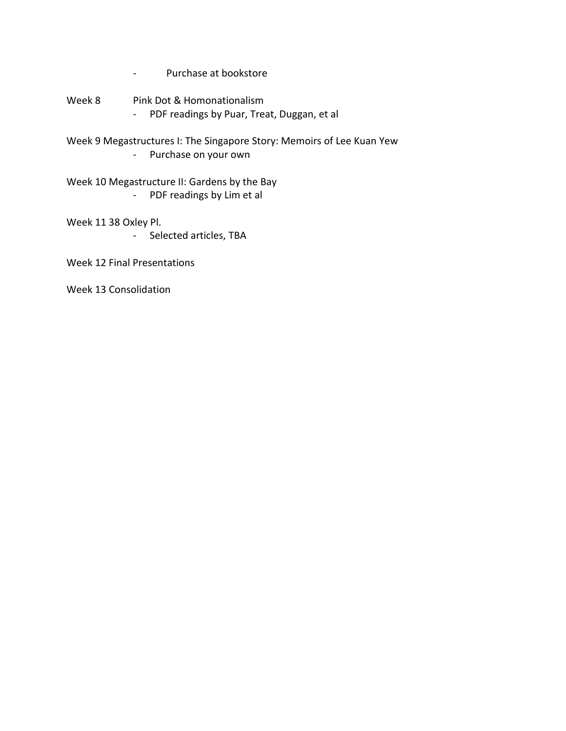- Purchase at bookstore

Week 8 Pink Dot & Homonationalism

- PDF readings by Puar, Treat, Duggan, et al

Week 9 Megastructures I: The Singapore Story: Memoirs of Lee Kuan Yew

- Purchase on your own

Week 10 Megastructure II: Gardens by the Bay

- PDF readings by Lim et al

Week 11 38 Oxley Pl.

- Selected articles, TBA

Week 12 Final Presentations

Week 13 Consolidation